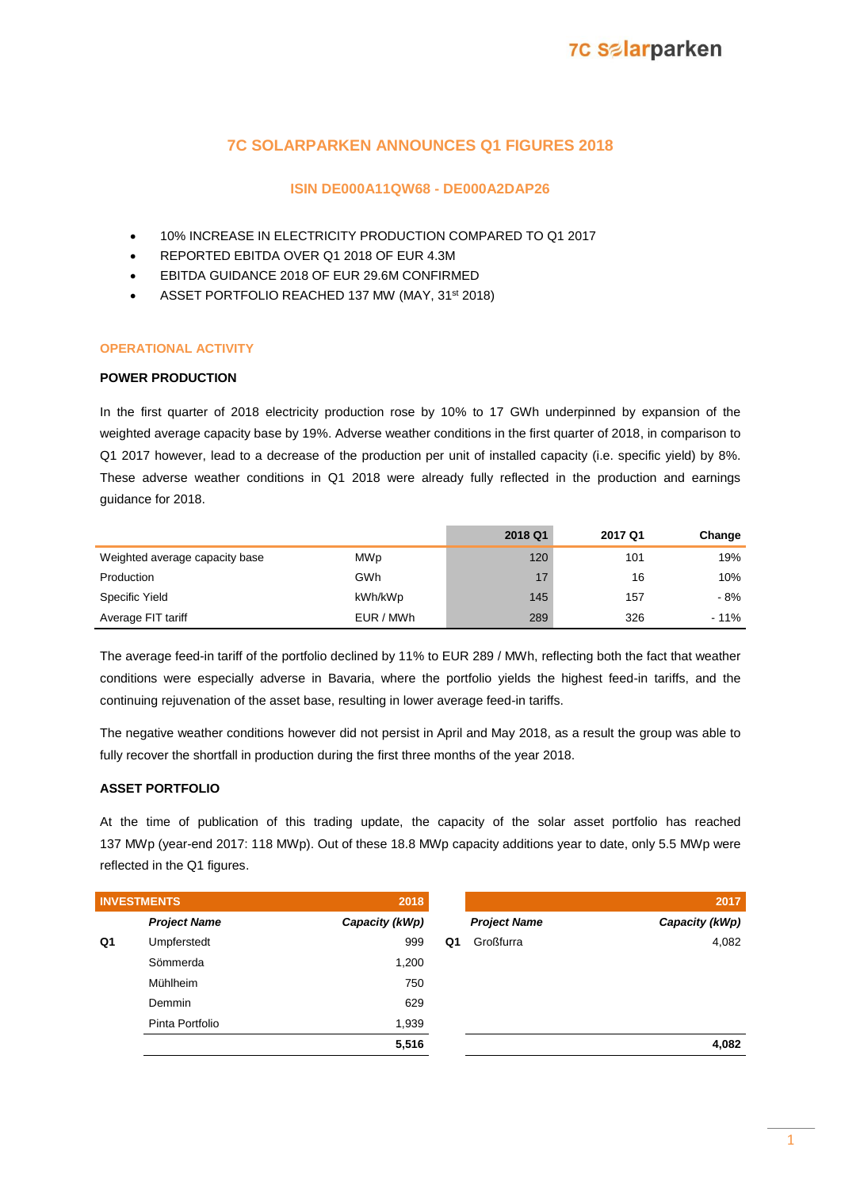# 7C SOLARPARKEN ANNOUNCES Q1 FIGURES 2018

## ISIN DE000A11QW68 - DE000A2DAP26

- 10% INCREASE IN ELECTRICITY PRODUCTION COMPARED TO Q1 2017
- REPORTED EBITDA OVER Q1 2018 OF EUR 4.3M
- EBITDA GUIDANCE 2018 OF EUR 29.6M CONFIRMED
- ASSET PORTFOLIO REACHED 137 MW (MAY, 31st 2018)

## OPERATIONAL ACTIVITY

### POWER PRODUCTION

In the first quarter of 2018 electricity production rose by 10% to 17 GWh underpinned by expansion of the weighted average capacity base by 19%. Adverse weather conditions in the first quarter of 2018, in comparison to Q1 2017 however, lead to a decrease of the production per unit of installed capacity (i.e. specific yield) by 8%. These adverse weather conditions in Q1 2018 were already fully reflected in the production and earnings guidance for 2018.

| | | 2018 Q1 | 2017 Q1 | Change |
|---|---|---|---|---|
| Weighted average capacity base | MWp | 120 | 101 | 19% |
| Production | GWh | 17 | 16 | 10% |
| Specific Yield | kWh/kWp | 145 | 157 | - 8% |
| Average FIT tariff | EUR / MWh | 289 | 326 | - 11% |

The average feed-in tariff of the portfolio declined by 11% to EUR 289 / MWh, reflecting both the fact that weather conditions were especially adverse in Bavaria, where the portfolio yields the highest feed-in tariffs, and the continuing rejuvenation of the asset base, resulting in lower average feed-in tariffs.

The negative weather conditions however did not persist in April and May 2018, as a result the group was able to fully recover the shortfall in production during the first three months of the year 2018.

### ASSET PORTFOLIO

At the time of publication of this trading update, the capacity of the solar asset portfolio has reached 137 MWp (year-end 2017: 118 MWp). Out of these 18.8 MWp capacity additions year to date, only 5.5 MWp were reflected in the Q1 figures.

| INVESTMENTS | | 2018 | | | 2017 |
|---|---|---|---|---|---|
| | ***Project Name*** | ***Capacity (kWp)*** | | ***Project Name*** | ***Capacity (kWp)*** |
| **Q1** | Umpferstedt | 999 | **Q1** | Großfurra | 4,082 |
| | Sömmerda | 1,200 | | | |
| | Mühlheim | 750 | | | |
| | Demmin | 629 | | | |
| | Pinta Portfolio | 1,939 | | | |
| | | **5,516** | | | **4,082** |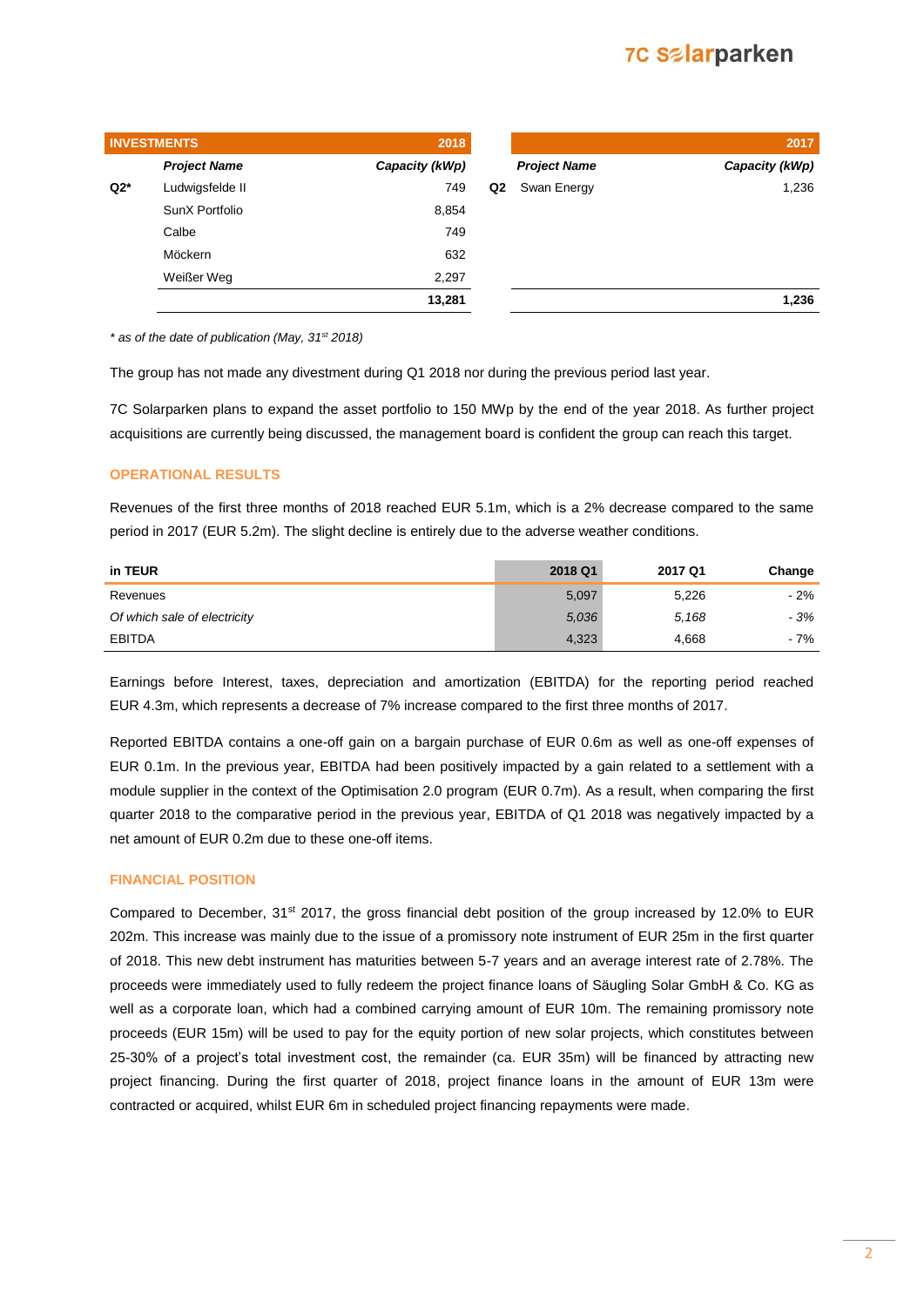| INVESTMENTS | Project Name | 2018 Capacity (kWp) |
|---|---|---|
| Q2* | Ludwigsfelde II | 749 |
| | SunX Portfolio | 8,854 |
| | Calbe | 749 |
| | Möckern | 632 |
| | Weißer Weg | 2,297 |
| | | **13,281** |

| | Project Name | 2017 Capacity (kWp) |
|---|---|---|
| Q2 | Swan Energy | 1,236 |
| | | **1,236** |

*\* as of the date of publication (May, 31st 2018)*

The group has not made any divestment during Q1 2018 nor during the previous period last year.

7C Solarparken plans to expand the asset portfolio to 150 MWp by the end of the year 2018. As further project acquisitions are currently being discussed, the management board is confident the group can reach this target.

## OPERATIONAL RESULTS

Revenues of the first three months of 2018 reached EUR 5.1m, which is a 2% decrease compared to the same period in 2017 (EUR 5.2m). The slight decline is entirely due to the adverse weather conditions.

| in TEUR | 2018 Q1 | 2017 Q1 | Change |
|---|---|---|---|
| Revenues | 5,097 | 5,226 | - 2% |
| *Of which sale of electricity* | *5,036* | *5,168* | *- 3%* |
| EBITDA | 4,323 | 4,668 | - 7% |

Earnings before Interest, taxes, depreciation and amortization (EBITDA) for the reporting period reached EUR 4.3m, which represents a decrease of 7% increase compared to the first three months of 2017.

Reported EBITDA contains a one-off gain on a bargain purchase of EUR 0.6m as well as one-off expenses of EUR 0.1m. In the previous year, EBITDA had been positively impacted by a gain related to a settlement with a module supplier in the context of the Optimisation 2.0 program (EUR 0.7m). As a result, when comparing the first quarter 2018 to the comparative period in the previous year, EBITDA of Q1 2018 was negatively impacted by a net amount of EUR 0.2m due to these one-off items.

## FINANCIAL POSITION

Compared to December, 31st 2017, the gross financial debt position of the group increased by 12.0% to EUR 202m. This increase was mainly due to the issue of a promissory note instrument of EUR 25m in the first quarter of 2018. This new debt instrument has maturities between 5-7 years and an average interest rate of 2.78%. The proceeds were immediately used to fully redeem the project finance loans of Säugling Solar GmbH & Co. KG as well as a corporate loan, which had a combined carrying amount of EUR 10m. The remaining promissory note proceeds (EUR 15m) will be used to pay for the equity portion of new solar projects, which constitutes between 25-30% of a project's total investment cost, the remainder (ca. EUR 35m) will be financed by attracting new project financing. During the first quarter of 2018, project finance loans in the amount of EUR 13m were contracted or acquired, whilst EUR 6m in scheduled project financing repayments were made.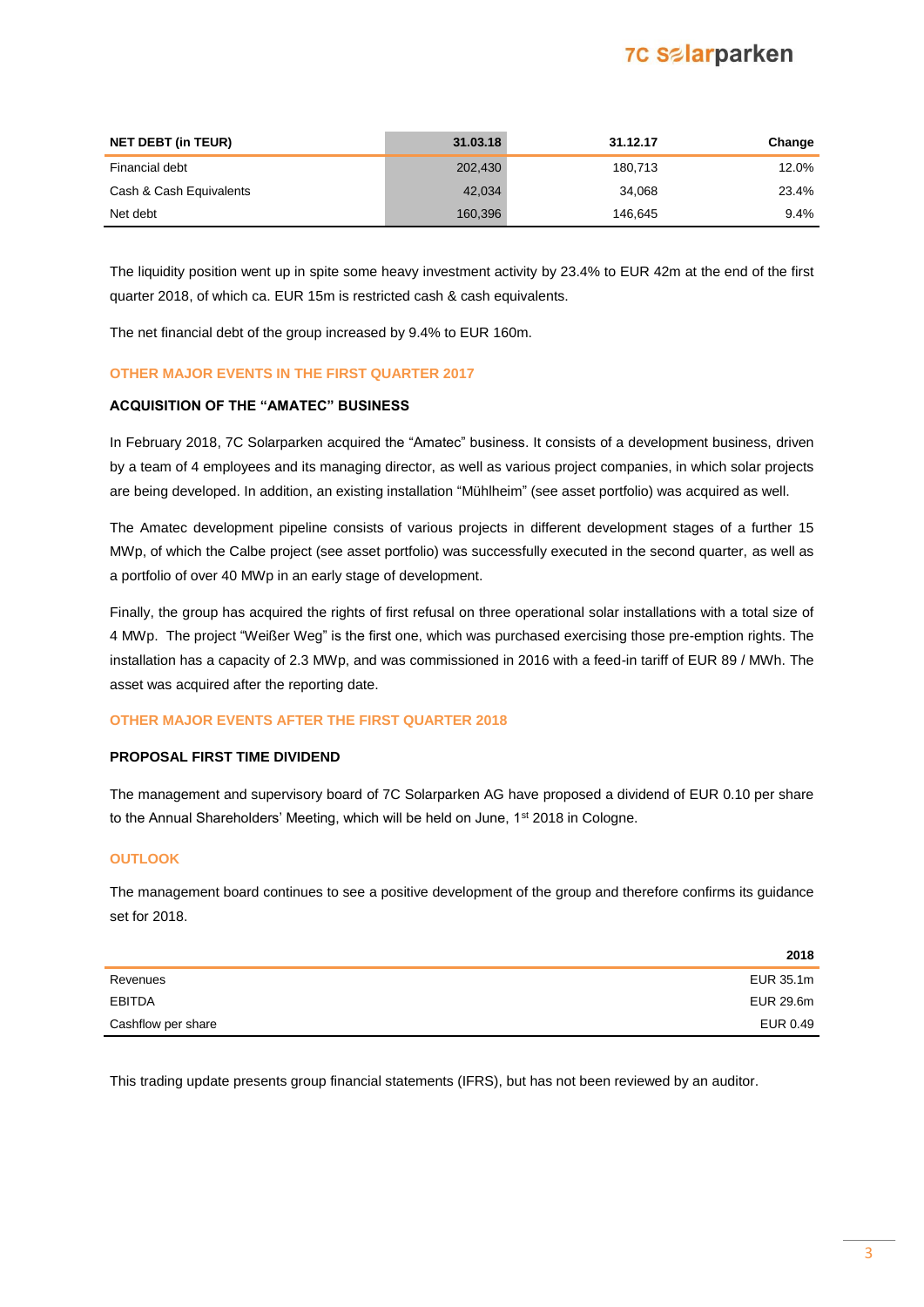| NET DEBT (in TEUR) | 31.03.18 | 31.12.17 | Change |
|---|---|---|---|
| Financial debt | 202,430 | 180,713 | 12.0% |
| Cash & Cash Equivalents | 42,034 | 34,068 | 23.4% |
| Net debt | 160,396 | 146,645 | 9.4% |

The liquidity position went up in spite some heavy investment activity by 23.4% to EUR 42m at the end of the first quarter 2018, of which ca. EUR 15m is restricted cash & cash equivalents.

The net financial debt of the group increased by 9.4% to EUR 160m.

## OTHER MAJOR EVENTS IN THE FIRST QUARTER 2017

### ACQUISITION OF THE "AMATEC" BUSINESS

In February 2018, 7C Solarparken acquired the "Amatec" business. It consists of a development business, driven by a team of 4 employees and its managing director, as well as various project companies, in which solar projects are being developed. In addition, an existing installation "Mühlheim" (see asset portfolio) was acquired as well.

The Amatec development pipeline consists of various projects in different development stages of a further 15 MWp, of which the Calbe project (see asset portfolio) was successfully executed in the second quarter, as well as a portfolio of over 40 MWp in an early stage of development.

Finally, the group has acquired the rights of first refusal on three operational solar installations with a total size of 4 MWp. The project "Weißer Weg" is the first one, which was purchased exercising those pre-emption rights. The installation has a capacity of 2.3 MWp, and was commissioned in 2016 with a feed-in tariff of EUR 89 / MWh. The asset was acquired after the reporting date.

## OTHER MAJOR EVENTS AFTER THE FIRST QUARTER 2018

### PROPOSAL FIRST TIME DIVIDEND

The management and supervisory board of 7C Solarparken AG have proposed a dividend of EUR 0.10 per share to the Annual Shareholders' Meeting, which will be held on June, 1st 2018 in Cologne.

## OUTLOOK

The management board continues to see a positive development of the group and therefore confirms its guidance set for 2018.

| | 2018 |
|---|---|
| Revenues | EUR 35.1m |
| EBITDA | EUR 29.6m |
| Cashflow per share | EUR 0.49 |

This trading update presents group financial statements (IFRS), but has not been reviewed by an auditor.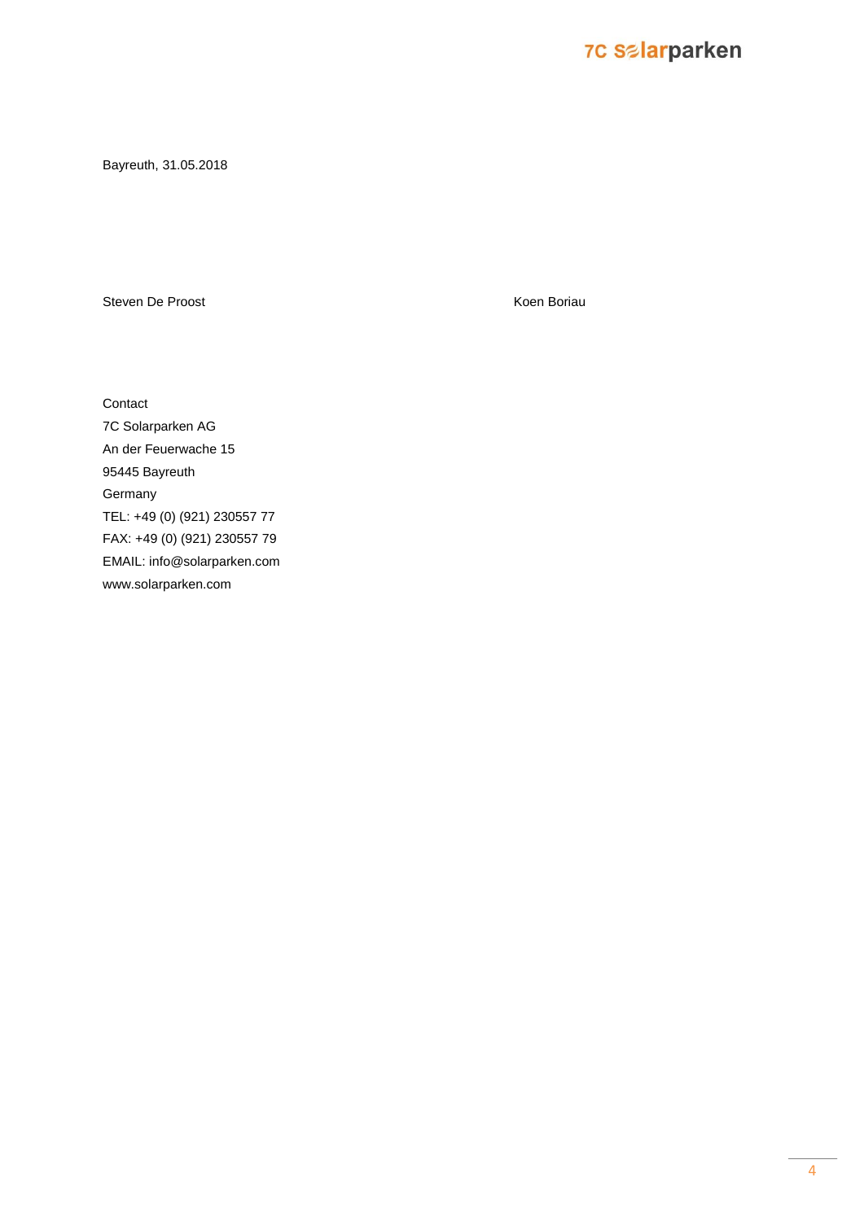Bayreuth, 31.05.2018

Steven De Proost                                                    Koen Boriau

Contact
7C Solarparken AG
An der Feuerwache 15
95445 Bayreuth
Germany
TEL: +49 (0) (921) 230557 77
FAX: +49 (0) (921) 230557 79
EMAIL: info@solarparken.com
www.solarparken.com